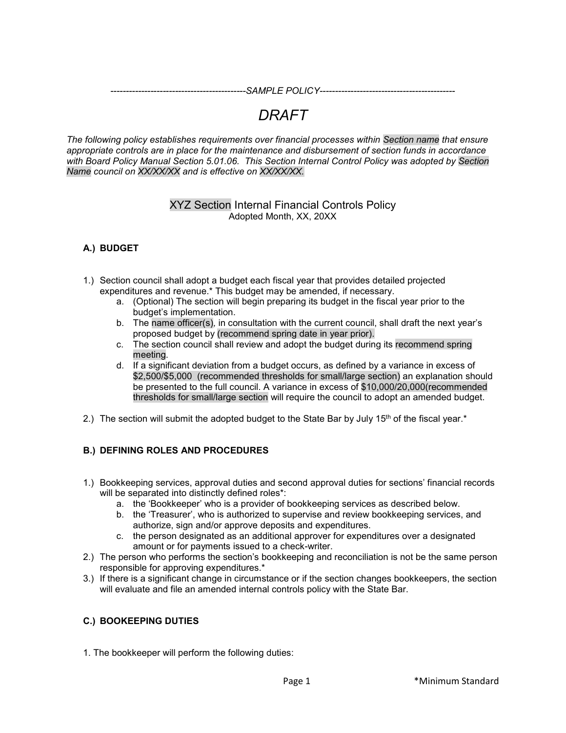--------------------------------------------*SAMPLE POLICY*--------------------------------------------

# *DRAFT*

*The following policy establishes requirements over financial processes within Section name that ensure appropriate controls are in place for the maintenance and disbursement of section funds in accordance with Board Policy Manual Section 5.01.06. This Section Internal Control Policy was adopted by Section Name council on XX/XX/XX and is effective on XX/XX/XX.*

## XYZ Section Internal Financial Controls Policy

Adopted Month, XX, 20XX

### A.) BUDGET

1.) Section council shall adopt a budget each fiscal year that provides detailed projected expenditures and revenue.* This budget may be amended, if necessary.
   a. (Optional) The section will begin preparing its budget in the fiscal year prior to the budget's implementation.
   b. The name officer(s), in consultation with the current council, shall draft the next year's proposed budget by (recommend spring date in year prior).
   c. The section council shall review and adopt the budget during its recommend spring meeting.
   d. If a significant deviation from a budget occurs, as defined by a variance in excess of $2,500/$5,000 (recommended thresholds for small/large section) an explanation should be presented to the full council. A variance in excess of $10,000/20,000(recommended thresholds for small/large section will require the council to adopt an amended budget.

2.) The section will submit the adopted budget to the State Bar by July 15th of the fiscal year.*

### B.) DEFINING ROLES AND PROCEDURES

1.) Bookkeeping services, approval duties and second approval duties for sections' financial records will be separated into distinctly defined roles*:
   a. the 'Bookkeeper' who is a provider of bookkeeping services as described below.
   b. the 'Treasurer', who is authorized to supervise and review bookkeeping services, and authorize, sign and/or approve deposits and expenditures.
   c. the person designated as an additional approver for expenditures over a designated amount or for payments issued to a check-writer.

2.) The person who performs the section's bookkeeping and reconciliation is not be the same person responsible for approving expenditures.*

3.) If there is a significant change in circumstance or if the section changes bookkeepers, the section will evaluate and file an amended internal controls policy with the State Bar.

### C.) BOOKEEPING DUTIES

1. The bookkeeper will perform the following duties:

*Minimum Standard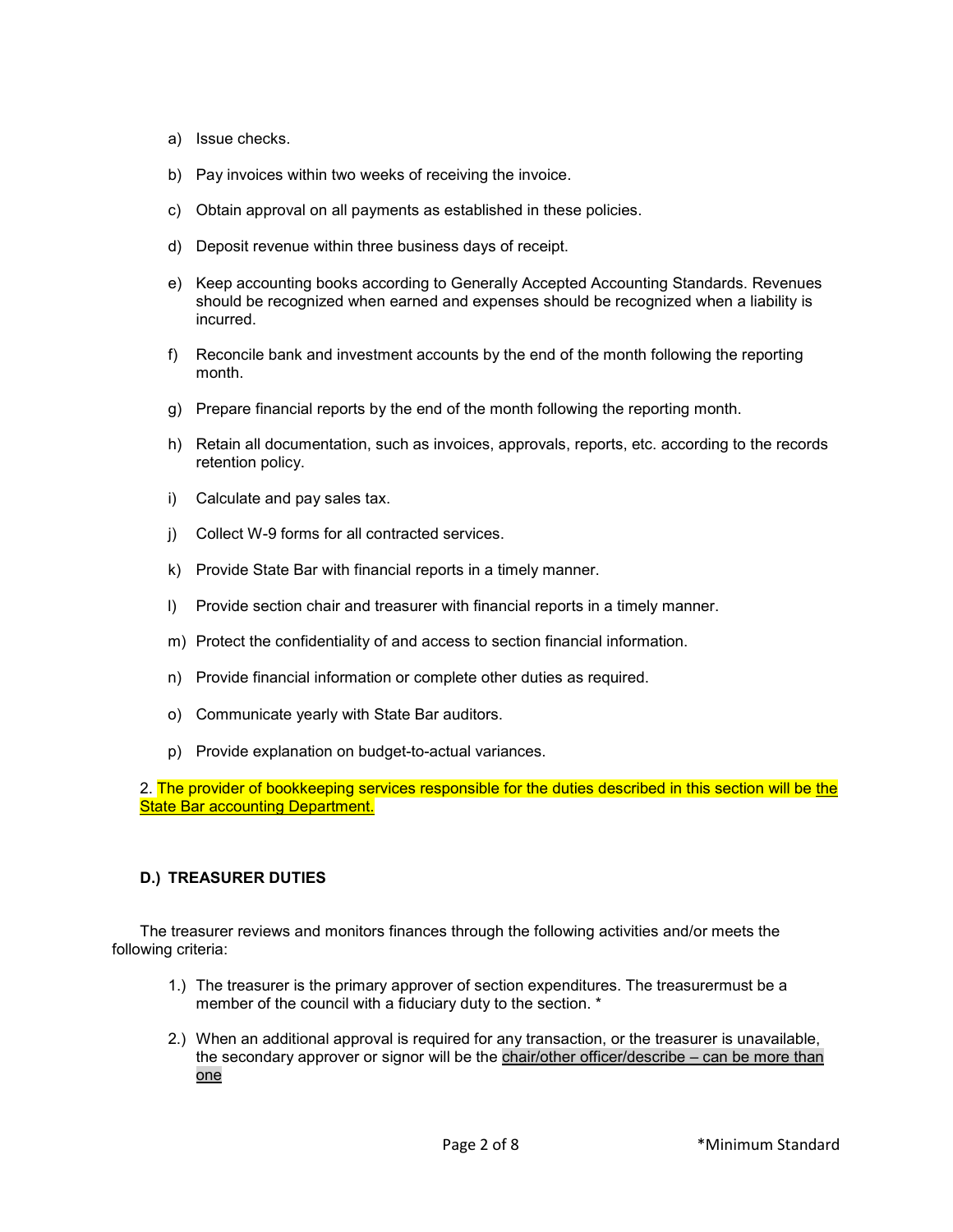a) Issue checks.

b) Pay invoices within two weeks of receiving the invoice.

c) Obtain approval on all payments as established in these policies.

d) Deposit revenue within three business days of receipt.

e) Keep accounting books according to Generally Accepted Accounting Standards. Revenues should be recognized when earned and expenses should be recognized when a liability is incurred.

f) Reconcile bank and investment accounts by the end of the month following the reporting month.

g) Prepare financial reports by the end of the month following the reporting month.

h) Retain all documentation, such as invoices, approvals, reports, etc. according to the records retention policy.

i) Calculate and pay sales tax.

j) Collect W-9 forms for all contracted services.

k) Provide State Bar with financial reports in a timely manner.

l) Provide section chair and treasurer with financial reports in a timely manner.

m) Protect the confidentiality of and access to section financial information.

n) Provide financial information or complete other duties as required.

o) Communicate yearly with State Bar auditors.

p) Provide explanation on budget-to-actual variances.

2. The provider of bookkeeping services responsible for the duties described in this section will be the State Bar accounting Department.

### D.) TREASURER DUTIES

The treasurer reviews and monitors finances through the following activities and/or meets the following criteria:

1.) The treasurer is the primary approver of section expenditures. The treasurermust be a member of the council with a fiduciary duty to the section. *

2.) When an additional approval is required for any transaction, or the treasurer is unavailable, the secondary approver or signor will be the chair/other officer/describe – can be more than one

*Minimum Standard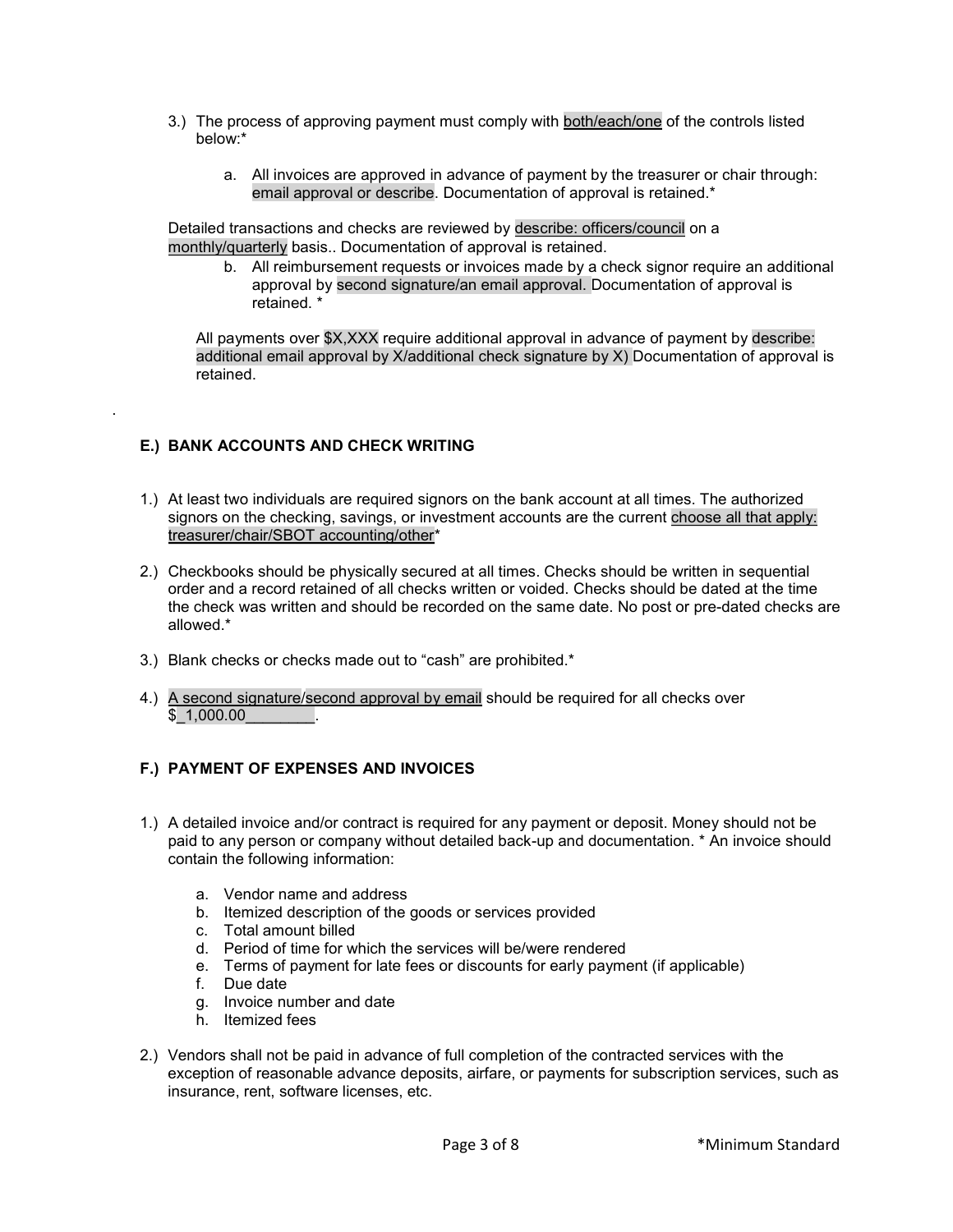3.) The process of approving payment must comply with both/each/one of the controls listed below:*

   a. All invoices are approved in advance of payment by the treasurer or chair through: email approval or describe. Documentation of approval is retained.*

   Detailed transactions and checks are reviewed by describe: officers/council on a monthly/quarterly basis.. Documentation of approval is retained.

   b. All reimbursement requests or invoices made by a check signor require an additional approval by second signature/an email approval. Documentation of approval is retained. *

   All payments over $X,XXX require additional approval in advance of payment by describe: additional email approval by X/additional check signature by X) Documentation of approval is retained.

.

## E.) BANK ACCOUNTS AND CHECK WRITING

1.) At least two individuals are required signors on the bank account at all times. The authorized signors on the checking, savings, or investment accounts are the current choose all that apply: treasurer/chair/SBOT accounting/other*

2.) Checkbooks should be physically secured at all times. Checks should be written in sequential order and a record retained of all checks written or voided. Checks should be dated at the time the check was written and should be recorded on the same date. No post or pre-dated checks are allowed.*

3.) Blank checks or checks made out to “cash” are prohibited.*

4.) A second signature/second approval by email should be required for all checks over $_1,000.00________.

## F.) PAYMENT OF EXPENSES AND INVOICES

1.) A detailed invoice and/or contract is required for any payment or deposit. Money should not be paid to any person or company without detailed back-up and documentation. * An invoice should contain the following information:

   a. Vendor name and address
   b. Itemized description of the goods or services provided
   c. Total amount billed
   d. Period of time for which the services will be/were rendered
   e. Terms of payment for late fees or discounts for early payment (if applicable)
   f. Due date
   g. Invoice number and date
   h. Itemized fees

2.) Vendors shall not be paid in advance of full completion of the contracted services with the exception of reasonable advance deposits, airfare, or payments for subscription services, such as insurance, rent, software licenses, etc.

*Minimum Standard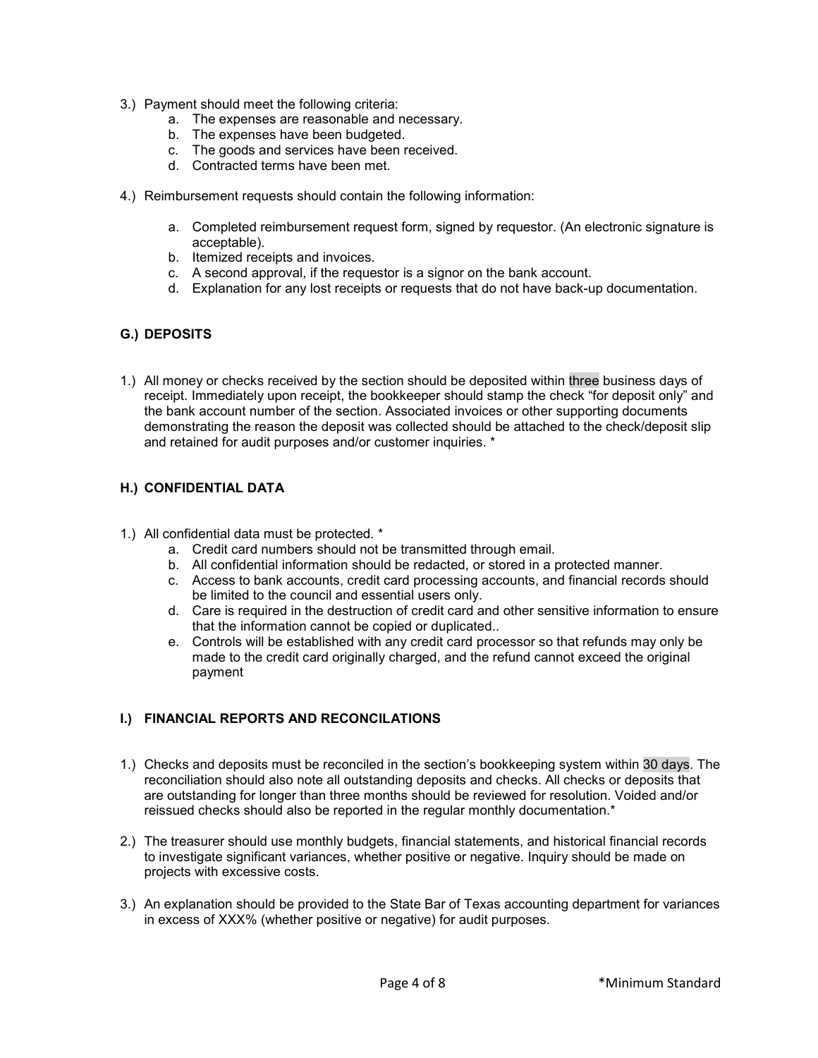3.) Payment should meet the following criteria:
   a. The expenses are reasonable and necessary.
   b. The expenses have been budgeted.
   c. The goods and services have been received.
   d. Contracted terms have been met.

4.) Reimbursement requests should contain the following information:

   a. Completed reimbursement request form, signed by requestor. (An electronic signature is acceptable).
   b. Itemized receipts and invoices.
   c. A second approval, if the requestor is a signor on the bank account.
   d. Explanation for any lost receipts or requests that do not have back-up documentation.

### G.) DEPOSITS

1.) All money or checks received by the section should be deposited within three business days of receipt. Immediately upon receipt, the bookkeeper should stamp the check "for deposit only" and the bank account number of the section. Associated invoices or other supporting documents demonstrating the reason the deposit was collected should be attached to the check/deposit slip and retained for audit purposes and/or customer inquiries. *

### H.) CONFIDENTIAL DATA

1.) All confidential data must be protected. *
   a. Credit card numbers should not be transmitted through email.
   b. All confidential information should be redacted, or stored in a protected manner.
   c. Access to bank accounts, credit card processing accounts, and financial records should be limited to the council and essential users only.
   d. Care is required in the destruction of credit card and other sensitive information to ensure that the information cannot be copied or duplicated..
   e. Controls will be established with any credit card processor so that refunds may only be made to the credit card originally charged, and the refund cannot exceed the original payment

### I.) FINANCIAL REPORTS AND RECONCILATIONS

1.) Checks and deposits must be reconciled in the section's bookkeeping system within 30 days. The reconciliation should also note all outstanding deposits and checks. All checks or deposits that are outstanding for longer than three months should be reviewed for resolution. Voided and/or reissued checks should also be reported in the regular monthly documentation.*

2.) The treasurer should use monthly budgets, financial statements, and historical financial records to investigate significant variances, whether positive or negative. Inquiry should be made on projects with excessive costs.

3.) An explanation should be provided to the State Bar of Texas accounting department for variances in excess of XXX% (whether positive or negative) for audit purposes.

*Minimum Standard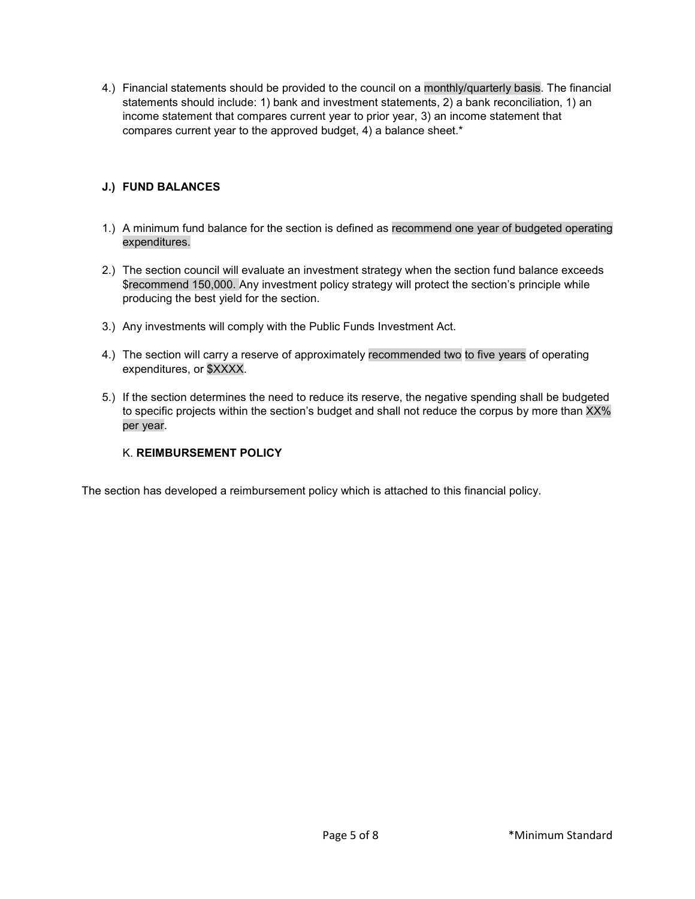4.) Financial statements should be provided to the council on a monthly/quarterly basis. The financial statements should include: 1) bank and investment statements, 2) a bank reconciliation, 1) an income statement that compares current year to prior year, 3) an income statement that compares current year to the approved budget, 4) a balance sheet.*

### J.) FUND BALANCES

1.) A minimum fund balance for the section is defined as recommend one year of budgeted operating expenditures.

2.) The section council will evaluate an investment strategy when the section fund balance exceeds $recommend 150,000. Any investment policy strategy will protect the section's principle while producing the best yield for the section.

3.) Any investments will comply with the Public Funds Investment Act.

4.) The section will carry a reserve of approximately recommended two to five years of operating expenditures, or $XXXX.

5.) If the section determines the need to reduce its reserve, the negative spending shall be budgeted to specific projects within the section's budget and shall not reduce the corpus by more than XX% per year.

### K. REIMBURSEMENT POLICY

The section has developed a reimbursement policy which is attached to this financial policy.

*Minimum Standard